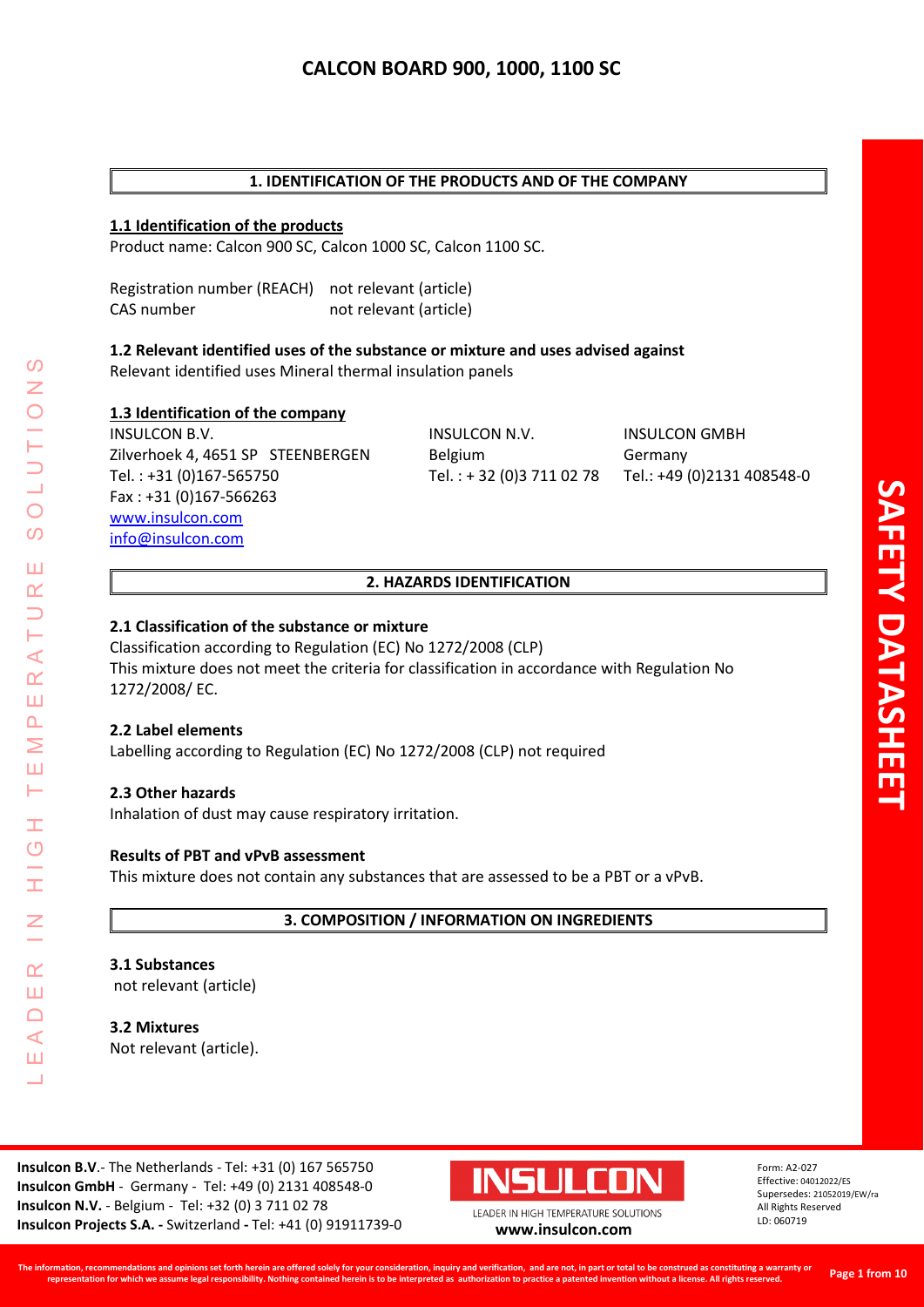# CALCON BOARD 900, 1000, 1100 SC

## 1. IDENTIFICATION OF THE PRODUCTS AND OF THE COMPANY

### 1.1 Identification of the products

Product name: Calcon 900 SC, Calcon 1000 SC, Calcon 1100 SC.

Registration number (REACH) not relevant (article)
CAS number not relevant (article)

### 1.2 Relevant identified uses of the substance or mixture and uses advised against

Relevant identified uses Mineral thermal insulation panels

### 1.3 Identification of the company

INSULCON B.V.
Zilverhoek 4, 4651 SP STEENBERGEN
Tel. : +31 (0)167-565750
Fax : +31 (0)167-566263
www.insulcon.com
info@insulcon.com

INSULCON N.V.
Belgium
Tel. : + 32 (0)3 711 02 78

INSULCON GMBH
Germany
Tel.: +49 (0)2131 408548-0

## 2. HAZARDS IDENTIFICATION

### 2.1 Classification of the substance or mixture

Classification according to Regulation (EC) No 1272/2008 (CLP)
This mixture does not meet the criteria for classification in accordance with Regulation No 1272/2008/ EC.

### 2.2 Label elements

Labelling according to Regulation (EC) No 1272/2008 (CLP) not required

### 2.3 Other hazards

Inhalation of dust may cause respiratory irritation.

### Results of PBT and vPvB assessment

This mixture does not contain any substances that are assessed to be a PBT or a vPvB.

## 3. COMPOSITION / INFORMATION ON INGREDIENTS

### 3.1 Substances

not relevant (article)

### 3.2 Mixtures

Not relevant (article).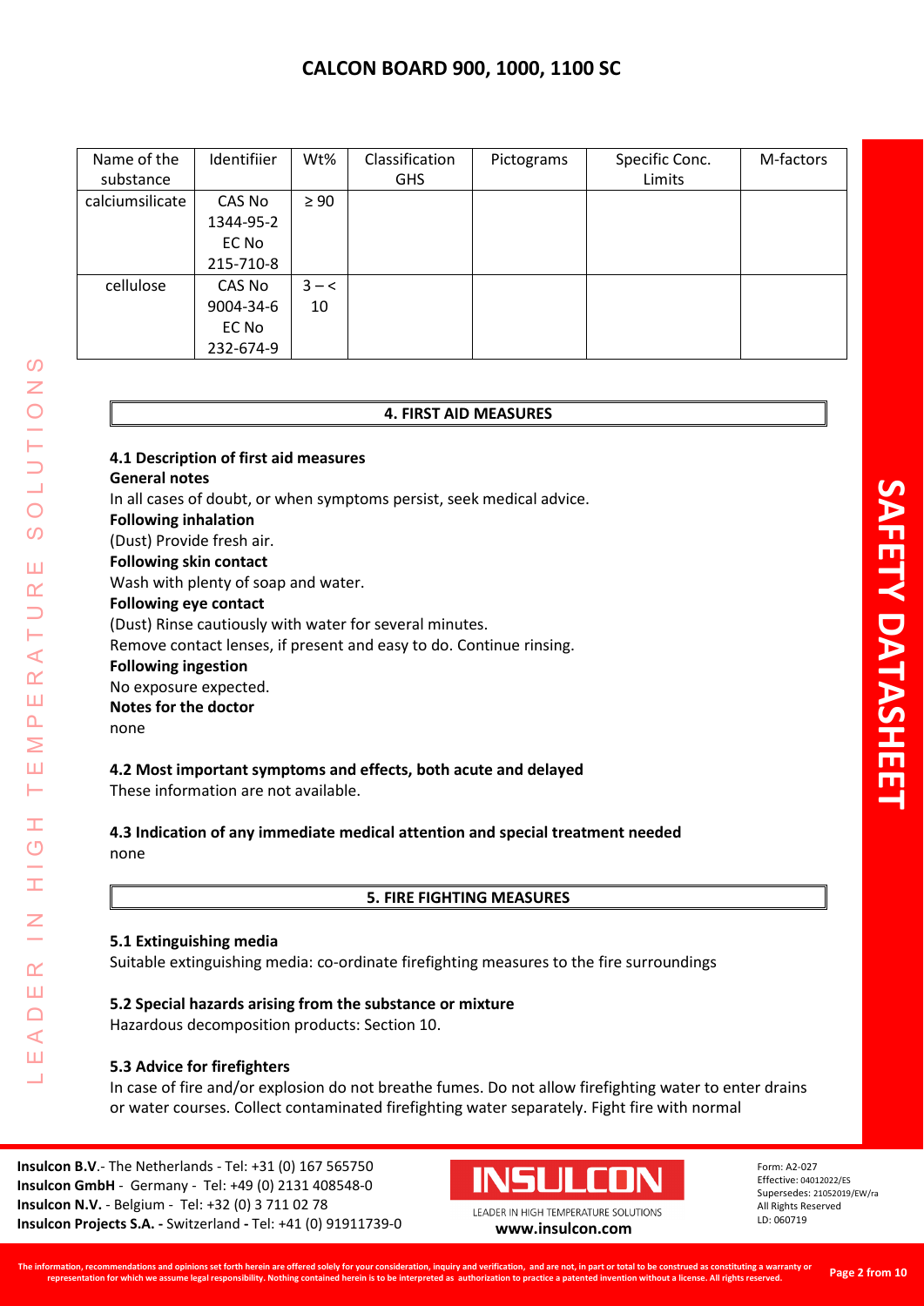| Name of the substance | Identifiier | Wt% | Classification GHS | Pictograms | Specific Conc. Limits | M-factors |
|---|---|---|---|---|---|---|
| calciumsilicate | CAS No 1344-95-2 EC No 215-710-8 | ≥ 90 | | | | |
| cellulose | CAS No 9004-34-6 EC No 232-674-9 | 3 – < 10 | | | | |

## 4. FIRST AID MEASURES

### 4.1 Description of first aid measures

**General notes**

In all cases of doubt, or when symptoms persist, seek medical advice.

**Following inhalation**

(Dust) Provide fresh air.

**Following skin contact**

Wash with plenty of soap and water.

**Following eye contact**

(Dust) Rinse cautiously with water for several minutes.

Remove contact lenses, if present and easy to do. Continue rinsing.

**Following ingestion**

No exposure expected.

**Notes for the doctor**

none

### 4.2 Most important symptoms and effects, both acute and delayed

These information are not available.

### 4.3 Indication of any immediate medical attention and special treatment needed

none

## 5. FIRE FIGHTING MEASURES

### 5.1 Extinguishing media

Suitable extinguishing media: co-ordinate firefighting measures to the fire surroundings

### 5.2 Special hazards arising from the substance or mixture

Hazardous decomposition products: Section 10.

### 5.3 Advice for firefighters

In case of fire and/or explosion do not breathe fumes. Do not allow firefighting water to enter drains or water courses. Collect contaminated firefighting water separately. Fight fire with normal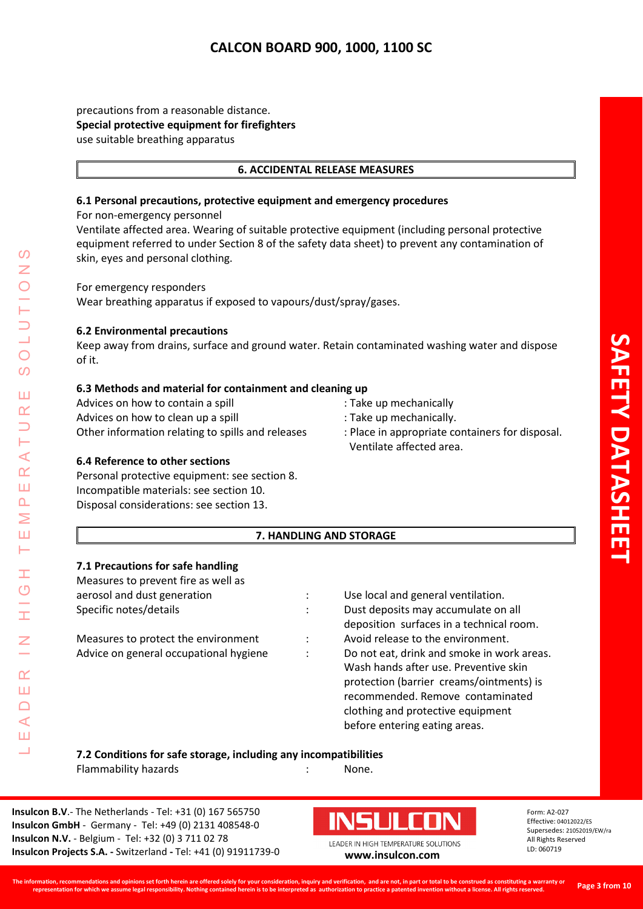precautions from a reasonable distance.

**Special protective equipment for firefighters**

use suitable breathing apparatus

## 6. ACCIDENTAL RELEASE MEASURES

### 6.1 Personal precautions, protective equipment and emergency procedures

For non-emergency personnel

Ventilate affected area. Wearing of suitable protective equipment (including personal protective equipment referred to under Section 8 of the safety data sheet) to prevent any contamination of skin, eyes and personal clothing.

For emergency responders

Wear breathing apparatus if exposed to vapours/dust/spray/gases.

### 6.2 Environmental precautions

Keep away from drains, surface and ground water. Retain contaminated washing water and dispose of it.

### 6.3 Methods and material for containment and cleaning up

| | |
|---|---|
| Advices on how to contain a spill | : Take up mechanically |
| Advices on how to clean up a spill | : Take up mechanically. |
| Other information relating to spills and releases | : Place in appropriate containers for disposal. Ventilate affected area. |

### 6.4 Reference to other sections

Personal protective equipment: see section 8.
Incompatible materials: see section 10.
Disposal considerations: see section 13.

## 7. HANDLING AND STORAGE

### 7.1 Precautions for safe handling

| | | |
|---|---|---|
| Measures to prevent fire as well as aerosol and dust generation | : | Use local and general ventilation. |
| Specific notes/details | : | Dust deposits may accumulate on all deposition surfaces in a technical room. |
| Measures to protect the environment | : | Avoid release to the environment. |
| Advice on general occupational hygiene | : | Do not eat, drink and smoke in work areas. Wash hands after use. Preventive skin protection (barrier creams/ointments) is recommended. Remove contaminated clothing and protective equipment before entering eating areas. |

### 7.2 Conditions for safe storage, including any incompatibilities

| | | |
|---|---|---|
| Flammability hazards | : | None. |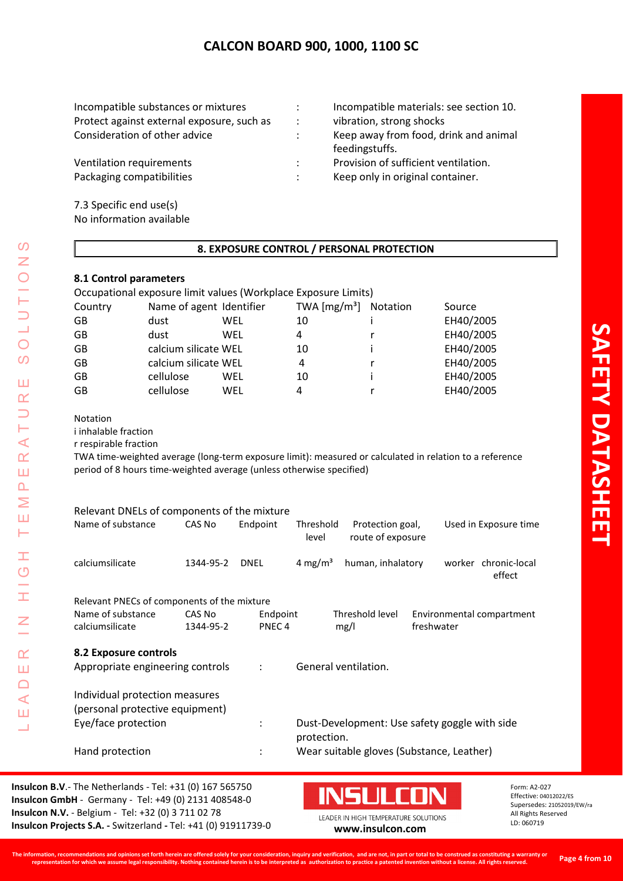| | | |
|---|---|---|
| Incompatible substances or mixtures | : | Incompatible materials: see section 10. |
| Protect against external exposure, such as | : | vibration, strong shocks |
| Consideration of other advice | : | Keep away from food, drink and animal feedingstuffs. |
| Ventilation requirements | : | Provision of sufficient ventilation. |
| Packaging compatibilities | : | Keep only in original container. |

7.3 Specific end use(s)
No information available

## 8. EXPOSURE CONTROL / PERSONAL PROTECTION

### 8.1 Control parameters

Occupational exposure limit values (Workplace Exposure Limits)

| Country | Name of agent | Identifier | TWA [mg/m³] | Notation | Source |
|---|---|---|---|---|---|
| GB | dust | WEL | 10 | i | EH40/2005 |
| GB | dust | WEL | 4 | r | EH40/2005 |
| GB | calcium silicate | WEL | 10 | i | EH40/2005 |
| GB | calcium silicate | WEL | 4 | r | EH40/2005 |
| GB | cellulose | WEL | 10 | i | EH40/2005 |
| GB | cellulose | WEL | 4 | r | EH40/2005 |

Notation
i inhalable fraction
r respirable fraction
TWA time-weighted average (long-term exposure limit): measured or calculated in relation to a reference period of 8 hours time-weighted average (unless otherwise specified)

Relevant DNELs of components of the mixture

| Name of substance | CAS No | Endpoint | Threshold level | Protection goal, route of exposure | Used in | Exposure time |
|---|---|---|---|---|---|---|
| calciumsilicate | 1344-95-2 | DNEL | 4 mg/m³ | human, inhalatory | worker | chronic-local effect |

Relevant PNECs of components of the mixture

| Name of substance | CAS No | Endpoint | Threshold level | Environmental compartment |
|---|---|---|---|---|
| calciumsilicate | 1344-95-2 | PNEC 4 | mg/l | freshwater |

### 8.2 Exposure controls

| | | |
|---|---|---|
| Appropriate engineering controls | : | General ventilation. |

Individual protection measures (personal protective equipment)

| | | |
|---|---|---|
| Eye/face protection | : | Dust-Development: Use safety goggle with side protection. |
| Hand protection | : | Wear suitable gloves (Substance, Leather) |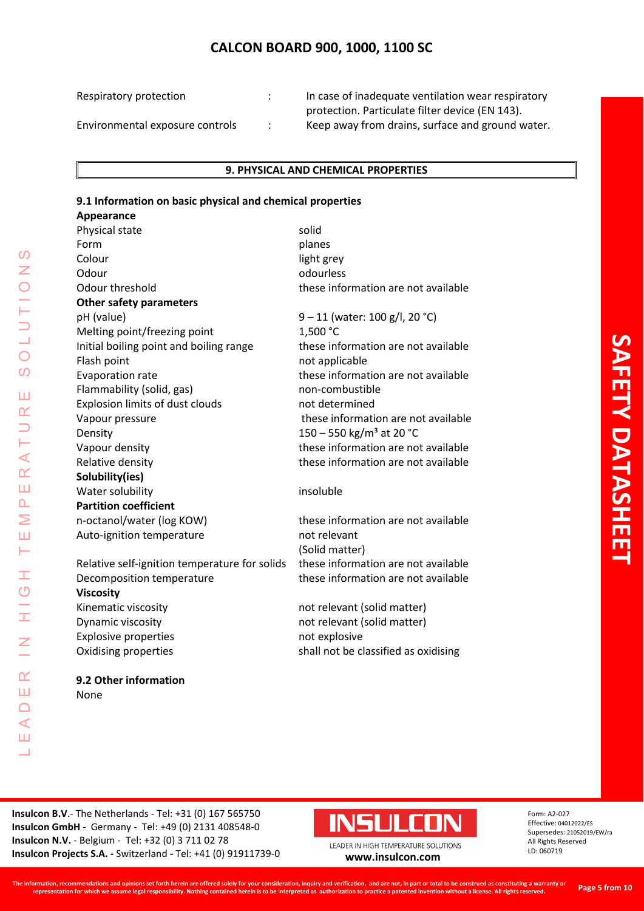| | | |
|---|---|---|
| Respiratory protection | : | In case of inadequate ventilation wear respiratory protection. Particulate filter device (EN 143). |
| Environmental exposure controls | : | Keep away from drains, surface and ground water. |

## 9. PHYSICAL AND CHEMICAL PROPERTIES

### 9.1 Information on basic physical and chemical properties

| **Appearance** | |
|---|---|
| Physical state | solid |
| Form | planes |
| Colour | light grey |
| Odour | odourless |
| Odour threshold | these information are not available |
| **Other safety parameters** | |
| pH (value) | 9 – 11 (water: 100 g/l, 20 °C) |
| Melting point/freezing point | 1,500 °C |
| Initial boiling point and boiling range | these information are not available |
| Flash point | not applicable |
| Evaporation rate | these information are not available |
| Flammability (solid, gas) | non-combustible |
| Explosion limits of dust clouds | not determined |
| Vapour pressure | these information are not available |
| Density | 150 – 550 kg/m³ at 20 °C |
| Vapour density | these information are not available |
| Relative density | these information are not available |
| **Solubility(ies)** | |
| Water solubility | insoluble |
| **Partition coefficient** | |
| n-octanol/water (log KOW) | these information are not available |
| Auto-ignition temperature | not relevant (Solid matter) |
| Relative self-ignition temperature for solids | these information are not available |
| Decomposition temperature | these information are not available |
| **Viscosity** | |
| Kinematic viscosity | not relevant (solid matter) |
| Dynamic viscosity | not relevant (solid matter) |
| Explosive properties | not explosive |
| Oxidising properties | shall not be classified as oxidising |

### 9.2 Other information

None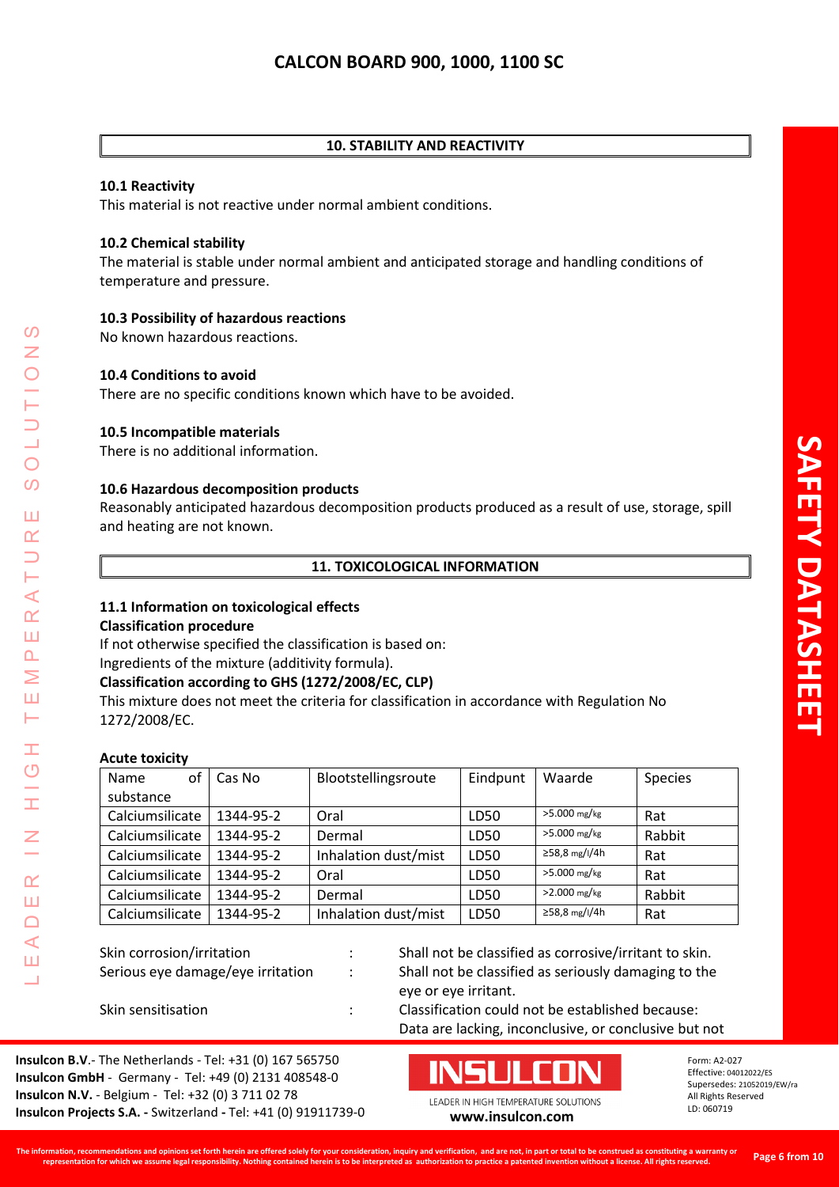## 10. STABILITY AND REACTIVITY

**10.1 Reactivity**

This material is not reactive under normal ambient conditions.

**10.2 Chemical stability**

The material is stable under normal ambient and anticipated storage and handling conditions of temperature and pressure.

**10.3 Possibility of hazardous reactions**

No known hazardous reactions.

**10.4 Conditions to avoid**

There are no specific conditions known which have to be avoided.

**10.5 Incompatible materials**

There is no additional information.

**10.6 Hazardous decomposition products**

Reasonably anticipated hazardous decomposition products produced as a result of use, storage, spill and heating are not known.

## 11. TOXICOLOGICAL INFORMATION

**11.1 Information on toxicological effects**

**Classification procedure**

If not otherwise specified the classification is based on:
Ingredients of the mixture (additivity formula).

**Classification according to GHS (1272/2008/EC, CLP)**

This mixture does not meet the criteria for classification in accordance with Regulation No 1272/2008/EC.

**Acute toxicity**

| Name of substance | Cas No | Blootstellingsroute | Eindpunt | Waarde | Species |
|---|---|---|---|---|---|
| Calciumsilicate | 1344-95-2 | Oral | LD50 | >5.000 mg/kg | Rat |
| Calciumsilicate | 1344-95-2 | Dermal | LD50 | >5.000 mg/kg | Rabbit |
| Calciumsilicate | 1344-95-2 | Inhalation dust/mist | LD50 | ≥58,8 mg/l/4h | Rat |
| Calciumsilicate | 1344-95-2 | Oral | LD50 | >5.000 mg/kg | Rat |
| Calciumsilicate | 1344-95-2 | Dermal | LD50 | >2.000 mg/kg | Rabbit |
| Calciumsilicate | 1344-95-2 | Inhalation dust/mist | LD50 | ≥58,8 mg/l/4h | Rat |

Skin corrosion/irritation : Shall not be classified as corrosive/irritant to skin.

Serious eye damage/eye irritation : Shall not be classified as seriously damaging to the eye or eye irritant.

Skin sensitisation : Classification could not be established because: Data are lacking, inconclusive, or conclusive but not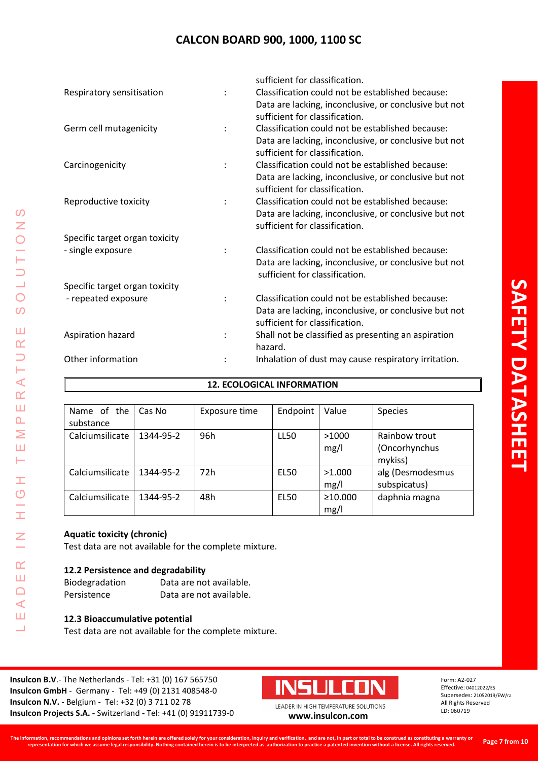sufficient for classification.

| | | |
|---|---|---|
| Respiratory sensitisation | : | Classification could not be established because: Data are lacking, inconclusive, or conclusive but not sufficient for classification. |
| Germ cell mutagenicity | : | Classification could not be established because: Data are lacking, inconclusive, or conclusive but not sufficient for classification. |
| Carcinogenicity | : | Classification could not be established because: Data are lacking, inconclusive, or conclusive but not sufficient for classification. |
| Reproductive toxicity | : | Classification could not be established because: Data are lacking, inconclusive, or conclusive but not sufficient for classification. |
| Specific target organ toxicity - single exposure | : | Classification could not be established because: Data are lacking, inconclusive, or conclusive but not sufficient for classification. |
| Specific target organ toxicity - repeated exposure | : | Classification could not be established because: Data are lacking, inconclusive, or conclusive but not sufficient for classification. |
| Aspiration hazard | : | Shall not be classified as presenting an aspiration hazard. |
| Other information | : | Inhalation of dust may cause respiratory irritation. |

## 12. ECOLOGICAL INFORMATION

| Name of the substance | Cas No | Exposure time | Endpoint | Value | Species |
|---|---|---|---|---|---|
| Calciumsilicate | 1344-95-2 | 96h | LL50 | >1000 mg/l | Rainbow trout (Oncorhynchus mykiss) |
| Calciumsilicate | 1344-95-2 | 72h | EL50 | >1.000 mg/l | alg (Desmodesmus subspicatus) |
| Calciumsilicate | 1344-95-2 | 48h | EL50 | ≥10.000 mg/l | daphnia magna |

**Aquatic toxicity (chronic)**

Test data are not available for the complete mixture.

**12.2 Persistence and degradability**

| | |
|---|---|
| Biodegradation | Data are not available. |
| Persistence | Data are not available. |

**12.3 Bioaccumulative potential**

Test data are not available for the complete mixture.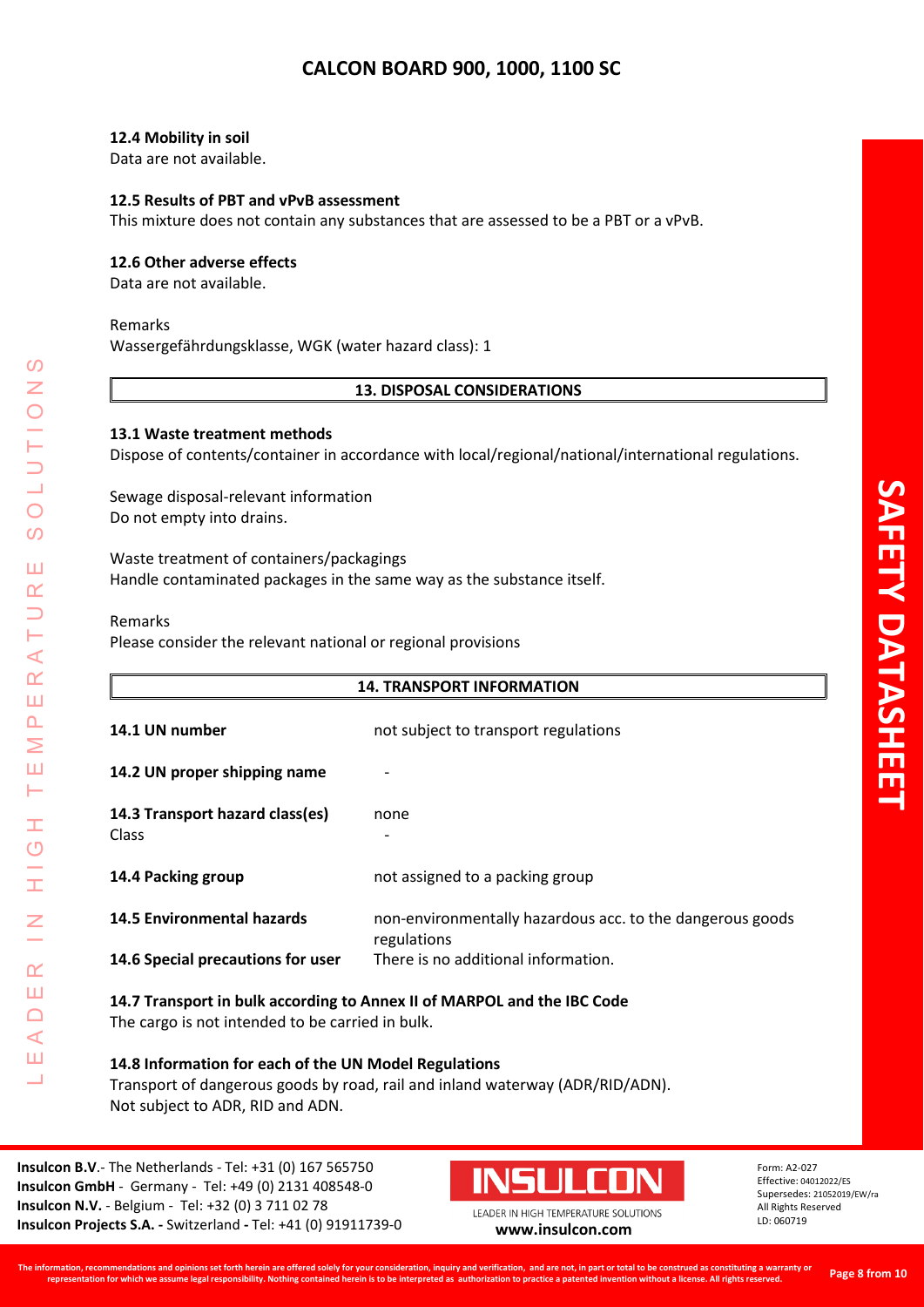### 12.4 Mobility in soil

Data are not available.

### 12.5 Results of PBT and vPvB assessment

This mixture does not contain any substances that are assessed to be a PBT or a vPvB.

### 12.6 Other adverse effects

Data are not available.

Remarks
Wassergefährdungsklasse, WGK (water hazard class): 1

## 13. DISPOSAL CONSIDERATIONS

### 13.1 Waste treatment methods

Dispose of contents/container in accordance with local/regional/national/international regulations.

Sewage disposal-relevant information
Do not empty into drains.

Waste treatment of containers/packagings
Handle contaminated packages in the same way as the substance itself.

Remarks
Please consider the relevant national or regional provisions

## 14. TRANSPORT INFORMATION

| | |
|---|---|
| **14.1 UN number** | not subject to transport regulations |
| **14.2 UN proper shipping name** | - |
| **14.3 Transport hazard class(es)** | none |
| Class | - |
| **14.4 Packing group** | not assigned to a packing group |
| **14.5 Environmental hazards** | non-environmentally hazardous acc. to the dangerous goods regulations |
| **14.6 Special precautions for user** | There is no additional information. |

### 14.7 Transport in bulk according to Annex II of MARPOL and the IBC Code

The cargo is not intended to be carried in bulk.

### 14.8 Information for each of the UN Model Regulations

Transport of dangerous goods by road, rail and inland waterway (ADR/RID/ADN).
Not subject to ADR, RID and ADN.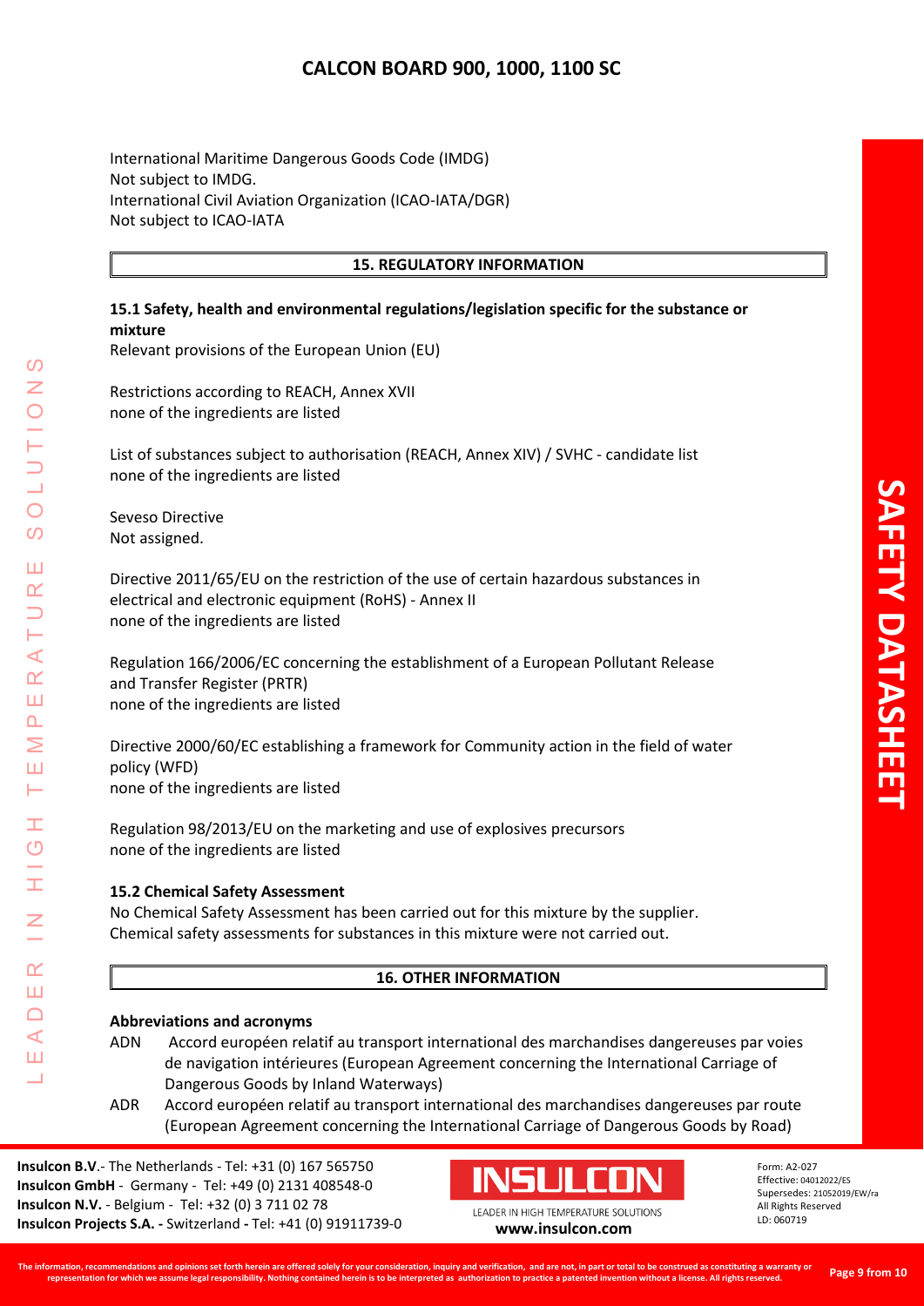International Maritime Dangerous Goods Code (IMDG)
Not subject to IMDG.
International Civil Aviation Organization (ICAO-IATA/DGR)
Not subject to ICAO-IATA

## 15. REGULATORY INFORMATION

### 15.1 Safety, health and environmental regulations/legislation specific for the substance or mixture

Relevant provisions of the European Union (EU)

Restrictions according to REACH, Annex XVII
none of the ingredients are listed

List of substances subject to authorisation (REACH, Annex XIV) / SVHC - candidate list
none of the ingredients are listed

Seveso Directive
Not assigned.

Directive 2011/65/EU on the restriction of the use of certain hazardous substances in electrical and electronic equipment (RoHS) - Annex II
none of the ingredients are listed

Regulation 166/2006/EC concerning the establishment of a European Pollutant Release and Transfer Register (PRTR)
none of the ingredients are listed

Directive 2000/60/EC establishing a framework for Community action in the field of water policy (WFD)
none of the ingredients are listed

Regulation 98/2013/EU on the marketing and use of explosives precursors
none of the ingredients are listed

### 15.2 Chemical Safety Assessment

No Chemical Safety Assessment has been carried out for this mixture by the supplier.
Chemical safety assessments for substances in this mixture were not carried out.

## 16. OTHER INFORMATION

**Abbreviations and acronyms**

- ADN Accord européen relatif au transport international des marchandises dangereuses par voies de navigation intérieures (European Agreement concerning the International Carriage of Dangerous Goods by Inland Waterways)
- ADR Accord européen relatif au transport international des marchandises dangereuses par route (European Agreement concerning the International Carriage of Dangerous Goods by Road)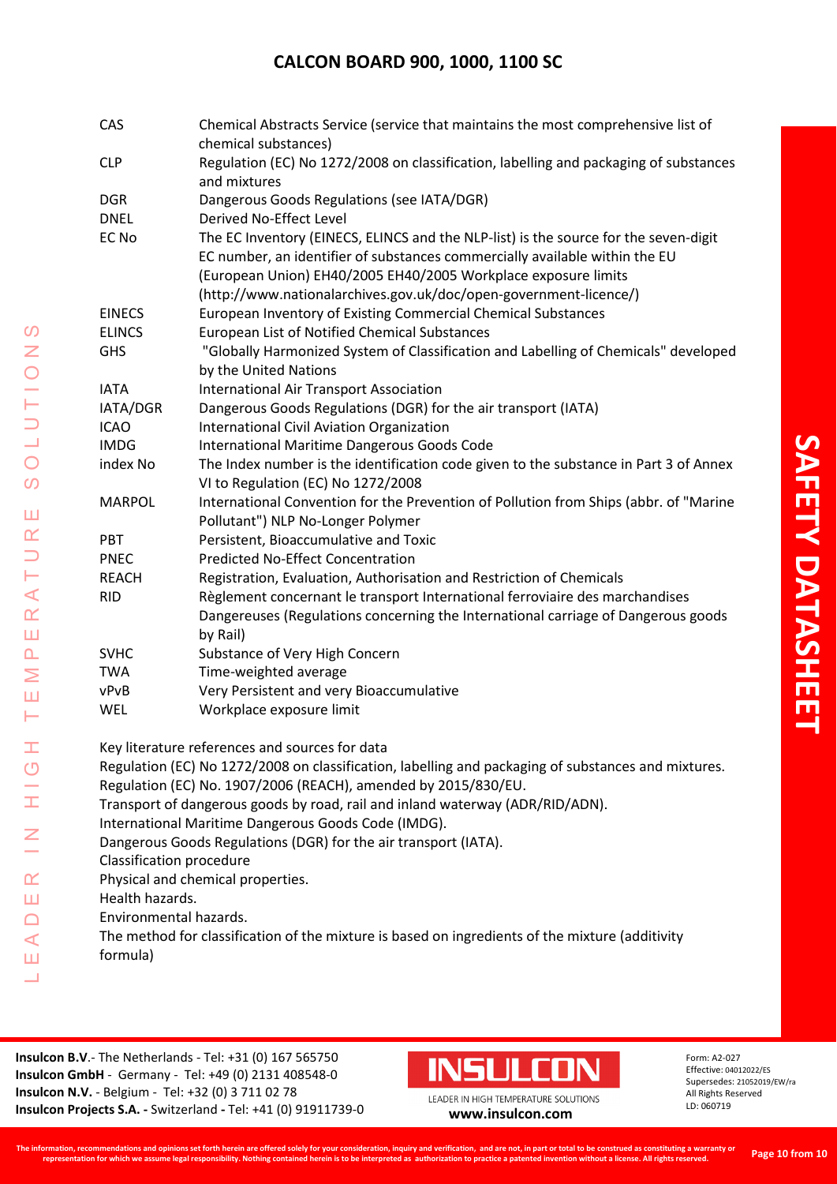| | |
|---|---|
| CAS | Chemical Abstracts Service (service that maintains the most comprehensive list of chemical substances) |
| CLP | Regulation (EC) No 1272/2008 on classification, labelling and packaging of substances and mixtures |
| DGR | Dangerous Goods Regulations (see IATA/DGR) |
| DNEL | Derived No-Effect Level |
| EC No | The EC Inventory (EINECS, ELINCS and the NLP-list) is the source for the seven-digit EC number, an identifier of substances commercially available within the EU (European Union) EH40/2005 EH40/2005 Workplace exposure limits (http://www.nationalarchives.gov.uk/doc/open-government-licence/) |
| EINECS | European Inventory of Existing Commercial Chemical Substances |
| ELINCS | European List of Notified Chemical Substances |
| GHS | "Globally Harmonized System of Classification and Labelling of Chemicals" developed by the United Nations |
| IATA | International Air Transport Association |
| IATA/DGR | Dangerous Goods Regulations (DGR) for the air transport (IATA) |
| ICAO | International Civil Aviation Organization |
| IMDG | International Maritime Dangerous Goods Code |
| index No | The Index number is the identification code given to the substance in Part 3 of Annex VI to Regulation (EC) No 1272/2008 |
| MARPOL | International Convention for the Prevention of Pollution from Ships (abbr. of "Marine Pollutant") NLP No-Longer Polymer |
| PBT | Persistent, Bioaccumulative and Toxic |
| PNEC | Predicted No-Effect Concentration |
| REACH | Registration, Evaluation, Authorisation and Restriction of Chemicals |
| RID | Règlement concernant le transport International ferroviaire des marchandises Dangereuses (Regulations concerning the International carriage of Dangerous goods by Rail) |
| SVHC | Substance of Very High Concern |
| TWA | Time-weighted average |
| vPvB | Very Persistent and very Bioaccumulative |
| WEL | Workplace exposure limit |

Key literature references and sources for data
Regulation (EC) No 1272/2008 on classification, labelling and packaging of substances and mixtures.
Regulation (EC) No. 1907/2006 (REACH), amended by 2015/830/EU.
Transport of dangerous goods by road, rail and inland waterway (ADR/RID/ADN).
International Maritime Dangerous Goods Code (IMDG).
Dangerous Goods Regulations (DGR) for the air transport (IATA).
Classification procedure
Physical and chemical properties.
Health hazards.
Environmental hazards.
The method for classification of the mixture is based on ingredients of the mixture (additivity formula)